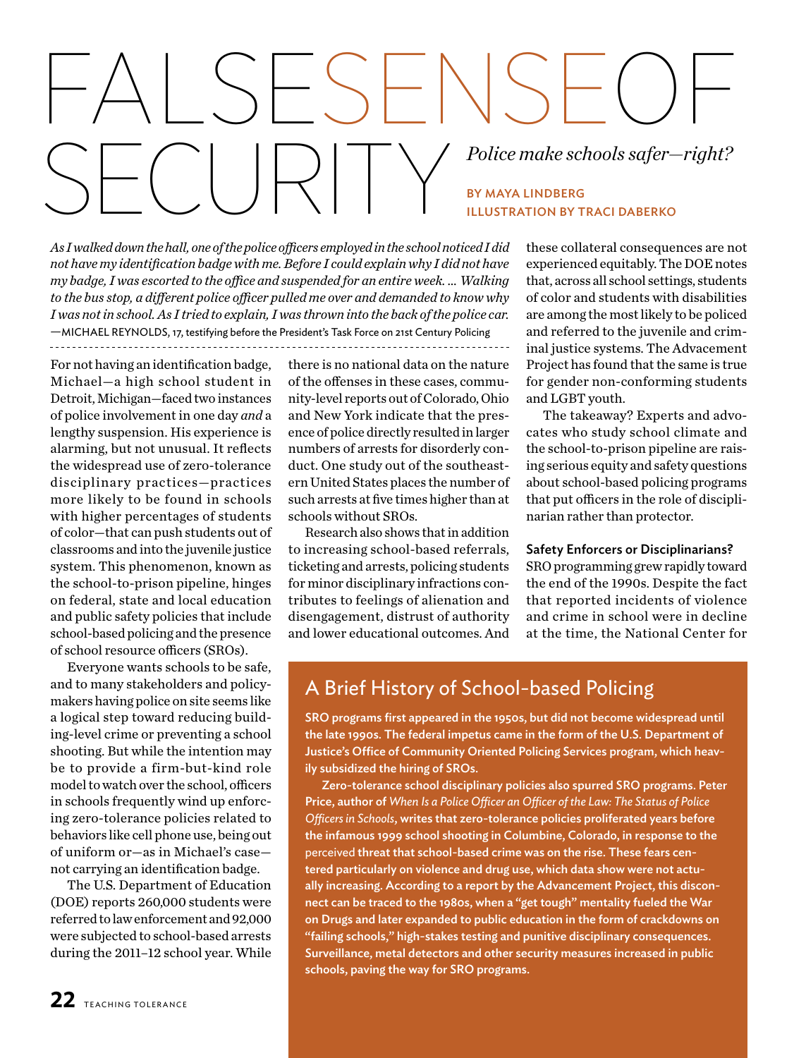# FALSE SENSE OF SECURITY

*Police make schools safer—right?*

BY MAYA LINDBERG
ILLUSTRATION BY TRACI DABERKO

*As I walked down the hall, one of the police officers employed in the school noticed I did not have my identification badge with me. Before I could explain why I did not have my badge, I was escorted to the office and suspended for an entire week. … Walking to the bus stop, a different police officer pulled me over and demanded to know why I was not in school. As I tried to explain, I was thrown into the back of the police car.*
—MICHAEL REYNOLDS, 17, testifying before the President's Task Force on 21st Century Policing

For not having an identification badge, Michael—a high school student in Detroit, Michigan—faced two instances of police involvement in one day *and* a lengthy suspension. His experience is alarming, but not unusual. It reflects the widespread use of zero-tolerance disciplinary practices—practices more likely to be found in schools with higher percentages of students of color—that can push students out of classrooms and into the juvenile justice system. This phenomenon, known as the school-to-prison pipeline, hinges on federal, state and local education and public safety policies that include school-based policing and the presence of school resource officers (SROs).

Everyone wants schools to be safe, and to many stakeholders and policymakers having police on site seems like a logical step toward reducing building-level crime or preventing a school shooting. But while the intention may be to provide a firm-but-kind role model to watch over the school, officers in schools frequently wind up enforcing zero-tolerance policies related to behaviors like cell phone use, being out of uniform or—as in Michael's case—not carrying an identification badge.

The U.S. Department of Education (DOE) reports 260,000 students were referred to law enforcement and 92,000 were subjected to school-based arrests during the 2011–12 school year. While there is no national data on the nature of the offenses in these cases, community-level reports out of Colorado, Ohio and New York indicate that the presence of police directly resulted in larger numbers of arrests for disorderly conduct. One study out of the southeastern United States places the number of such arrests at five times higher than at schools without SROs.

Research also shows that in addition to increasing school-based referrals, ticketing and arrests, policing students for minor disciplinary infractions contributes to feelings of alienation and disengagement, distrust of authority and lower educational outcomes. And these collateral consequences are not experienced equitably. The DOE notes that, across all school settings, students of color and students with disabilities are among the most likely to be policed and referred to the juvenile and criminal justice systems. The Advacement Project has found that the same is true for gender non-conforming students and LGBT youth.

The takeaway? Experts and advocates who study school climate and the school-to-prison pipeline are raising serious equity and safety questions about school-based policing programs that put officers in the role of disciplinarian rather than protector.

**Safety Enforcers or Disciplinarians?**

SRO programming grew rapidly toward the end of the 1990s. Despite the fact that reported incidents of violence and crime in school were in decline at the time, the National Center for

## A Brief History of School-based Policing

**SRO programs first appeared in the 1950s, but did not become widespread until the late 1990s. The federal impetus came in the form of the U.S. Department of Justice's Office of Community Oriented Policing Services program, which heavily subsidized the hiring of SROs.**

**Zero-tolerance school disciplinary policies also spurred SRO programs. Peter Price, author of *When Is a Police Officer an Officer of the Law: The Status of Police Officers in Schools*, writes that zero-tolerance policies proliferated years before the infamous 1999 school shooting in Columbine, Colorado, in response to the perceived threat that school-based crime was on the rise. These fears centered particularly on violence and drug use, which data show were not actually increasing. According to a report by the Advancement Project, this disconnect can be traced to the 1980s, when a "get tough" mentality fueled the War on Drugs and later expanded to public education in the form of crackdowns on "failing schools," high-stakes testing and punitive disciplinary consequences. Surveillance, metal detectors and other security measures increased in public schools, paving the way for SRO programs.**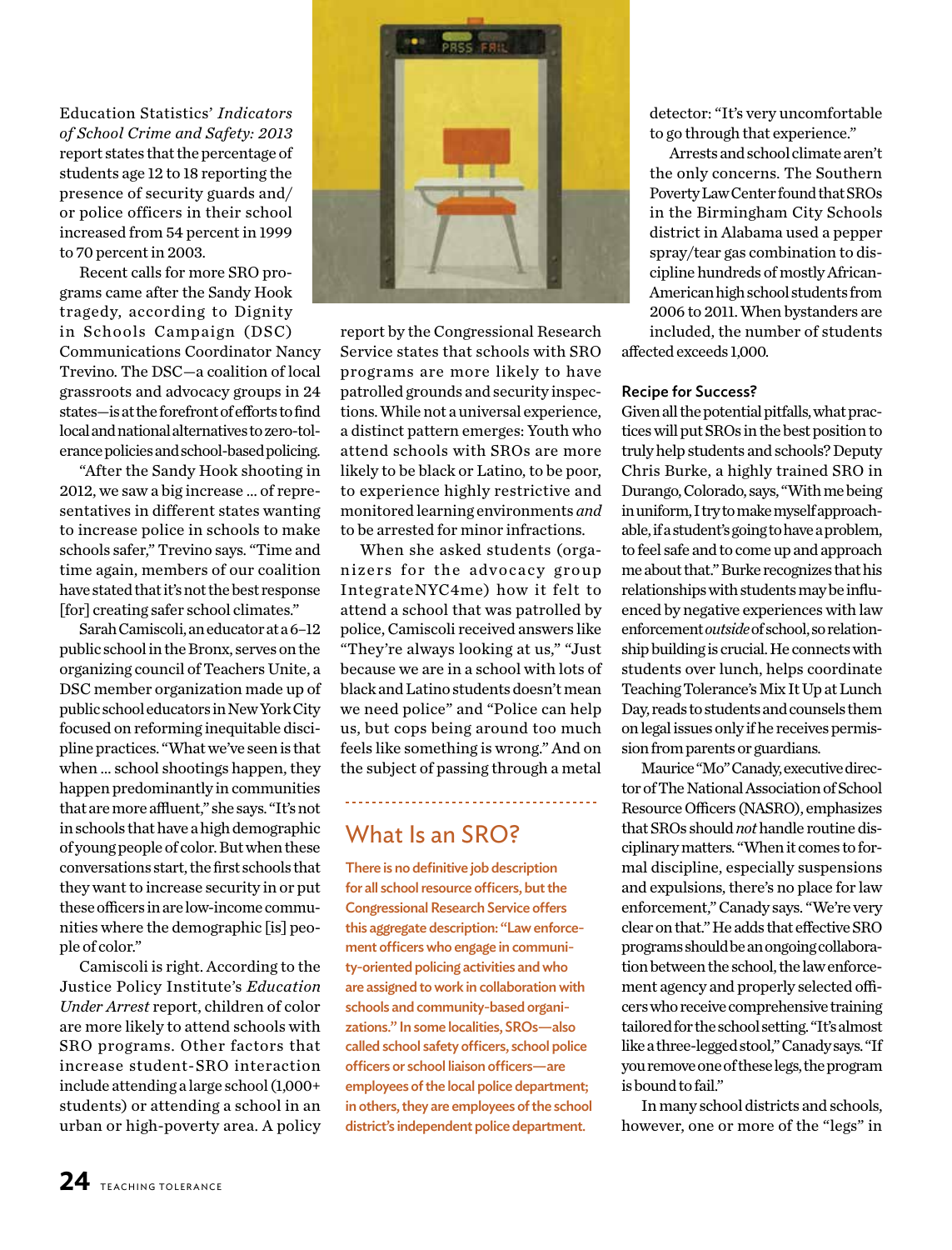Education Statistics' *Indicators of School Crime and Safety: 2013* report states that the percentage of students age 12 to 18 reporting the presence of security guards and/or police officers in their school increased from 54 percent in 1999 to 70 percent in 2003.

Recent calls for more SRO programs came after the Sandy Hook tragedy, according to Dignity in Schools Campaign (DSC) Communications Coordinator Nancy Trevino. The DSC—a coalition of local grassroots and advocacy groups in 24 states—is at the forefront of efforts to find local and national alternatives to zero-tolerance policies and school-based policing.

"After the Sandy Hook shooting in 2012, we saw a big increase … of representatives in different states wanting to increase police in schools to make schools safer," Trevino says. "Time and time again, members of our coalition have stated that it's not the best response [for] creating safer school climates."

Sarah Camiscoli, an educator at a 6–12 public school in the Bronx, serves on the organizing council of Teachers Unite, a DSC member organization made up of public school educators in New York City focused on reforming inequitable discipline practices. "What we've seen is that when … school shootings happen, they happen predominantly in communities that are more affluent," she says. "It's not in schools that have a high demographic of young people of color. But when these conversations start, the first schools that they want to increase security in or put these officers in are low-income communities where the demographic [is] people of color."

Camiscoli is right. According to the Justice Policy Institute's *Education Under Arrest* report, children of color are more likely to attend schools with SRO programs. Other factors that increase student-SRO interaction include attending a large school (1,000+ students) or attending a school in an urban or high-poverty area. A policy report by the Congressional Research Service states that schools with SRO programs are more likely to have patrolled grounds and security inspections. While not a universal experience, a distinct pattern emerges: Youth who attend schools with SROs are more likely to be black or Latino, to be poor, to experience highly restrictive and monitored learning environments *and* to be arrested for minor infractions.

When she asked students (organizers for the advocacy group IntegrateNYC4me) how it felt to attend a school that was patrolled by police, Camiscoli received answers like "They're always looking at us," "Just because we are in a school with lots of black and Latino students doesn't mean we need police" and "Police can help us, but cops being around too much feels like something is wrong." And on the subject of passing through a metal detector: "It's very uncomfortable to go through that experience."

Arrests and school climate aren't the only concerns. The Southern Poverty Law Center found that SROs in the Birmingham City Schools district in Alabama used a pepper spray/tear gas combination to discipline hundreds of mostly African-American high school students from 2006 to 2011. When bystanders are included, the number of students affected exceeds 1,000.

## What Is an SRO?

There is no definitive job description for all school resource officers, but the Congressional Research Service offers this aggregate description: "Law enforcement officers who engage in community-oriented policing activities and who are assigned to work in collaboration with schools and community-based organizations." In some localities, SROs—also called school safety officers, school police officers or school liaison officers—are employees of the local police department; in others, they are employees of the school district's independent police department.

### Recipe for Success?

Given all the potential pitfalls, what practices will put SROs in the best position to truly help students and schools? Deputy Chris Burke, a highly trained SRO in Durango, Colorado, says, "With me being in uniform, I try to make myself approachable, if a student's going to have a problem, to feel safe and to come up and approach me about that." Burke recognizes that his relationships with students may be influenced by negative experiences with law enforcement *outside* of school, so relationship building is crucial. He connects with students over lunch, helps coordinate Teaching Tolerance's Mix It Up at Lunch Day, reads to students and counsels them on legal issues only if he receives permission from parents or guardians.

Maurice "Mo" Canady, executive director of The National Association of School Resource Officers (NASRO), emphasizes that SROs should *not* handle routine disciplinary matters. "When it comes to formal discipline, especially suspensions and expulsions, there's no place for law enforcement," Canady says. "We're very clear on that." He adds that effective SRO programs should be an ongoing collaboration between the school, the law enforcement agency and properly selected officers who receive comprehensive training tailored for the school setting. "It's almost like a three-legged stool," Canady says. "If you remove one of these legs, the program is bound to fail."

In many school districts and schools, however, one or more of the "legs" in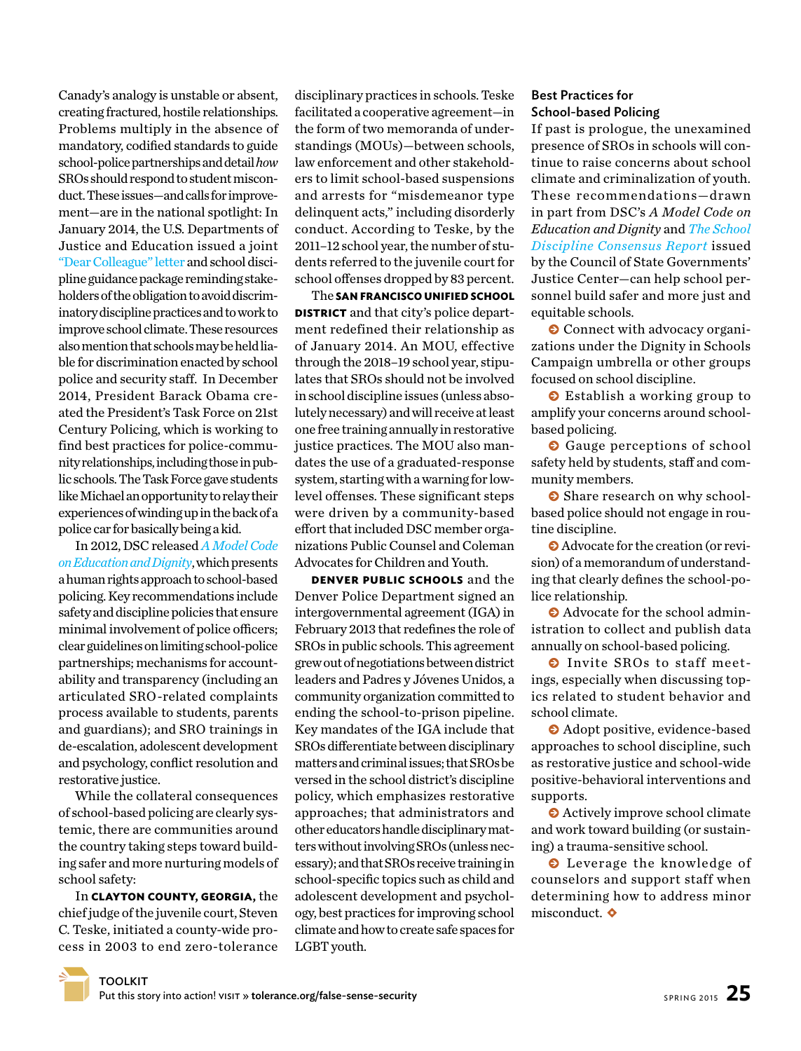Canady's analogy is unstable or absent, creating fractured, hostile relationships. Problems multiply in the absence of mandatory, codified standards to guide school-police partnerships and detail *how* SROs should respond to student misconduct. These issues—and calls for improvement—are in the national spotlight: In January 2014, the U.S. Departments of Justice and Education issued a joint "Dear Colleague" letter and school discipline guidance package reminding stakeholders of the obligation to avoid discriminatory discipline practices and to work to improve school climate. These resources also mention that schools may be held liable for discrimination enacted by school police and security staff. In December 2014, President Barack Obama created the President's Task Force on 21st Century Policing, which is working to find best practices for police-community relationships, including those in public schools. The Task Force gave students like Michael an opportunity to relay their experiences of winding up in the back of a police car for basically being a kid.

In 2012, DSC released *A Model Code on Education and Dignity*, which presents a human rights approach to school-based policing. Key recommendations include safety and discipline policies that ensure minimal involvement of police officers; clear guidelines on limiting school-police partnerships; mechanisms for accountability and transparency (including an articulated SRO-related complaints process available to students, parents and guardians); and SRO trainings in de-escalation, adolescent development and psychology, conflict resolution and restorative justice.

While the collateral consequences of school-based policing are clearly systemic, there are communities around the country taking steps toward building safer and more nurturing models of school safety:

In **CLAYTON COUNTY, GEORGIA,** the chief judge of the juvenile court, Steven C. Teske, initiated a county-wide process in 2003 to end zero-tolerance disciplinary practices in schools. Teske facilitated a cooperative agreement—in the form of two memoranda of understandings (MOUs)—between schools, law enforcement and other stakeholders to limit school-based suspensions and arrests for "misdemeanor type delinquent acts," including disorderly conduct. According to Teske, by the 2011–12 school year, the number of students referred to the juvenile court for school offenses dropped by 83 percent.

The **SAN FRANCISCO UNIFIED SCHOOL DISTRICT** and that city's police department redefined their relationship as of January 2014. An MOU, effective through the 2018–19 school year, stipulates that SROs should not be involved in school discipline issues (unless absolutely necessary) and will receive at least one free training annually in restorative justice practices. The MOU also mandates the use of a graduated-response system, starting with a warning for low-level offenses. These significant steps were driven by a community-based effort that included DSC member organizations Public Counsel and Coleman Advocates for Children and Youth.

**DENVER PUBLIC SCHOOLS** and the Denver Police Department signed an intergovernmental agreement (IGA) in February 2013 that redefines the role of SROs in public schools. This agreement grew out of negotiations between district leaders and Padres y Jóvenes Unidos, a community organization committed to ending the school-to-prison pipeline. Key mandates of the IGA include that SROs differentiate between disciplinary matters and criminal issues; that SROs be versed in the school district's discipline policy, which emphasizes restorative approaches; that administrators and other educators handle disciplinary matters without involving SROs (unless necessary); and that SROs receive training in school-specific topics such as child and adolescent development and psychology, best practices for improving school climate and how to create safe spaces for LGBT youth.

### Best Practices for School-based Policing

If past is prologue, the unexamined presence of SROs in schools will continue to raise concerns about school climate and criminalization of youth. These recommendations—drawn in part from DSC's *A Model Code on Education and Dignity* and *The School Discipline Consensus Report* issued by the Council of State Governments' Justice Center—can help school personnel build safer and more just and equitable schools.

- Connect with advocacy organizations under the Dignity in Schools Campaign umbrella or other groups focused on school discipline.
- Establish a working group to amplify your concerns around school-based policing.
- Gauge perceptions of school safety held by students, staff and community members.
- Share research on why school-based police should not engage in routine discipline.
- Advocate for the creation (or revision) of a memorandum of understanding that clearly defines the school-police relationship.
- Advocate for the school administration to collect and publish data annually on school-based policing.
- Invite SROs to staff meetings, especially when discussing topics related to student behavior and school climate.
- Adopt positive, evidence-based approaches to school discipline, such as restorative justice and school-wide positive-behavioral interventions and supports.
- Actively improve school climate and work toward building (or sustaining) a trauma-sensitive school.
- Leverage the knowledge of counselors and support staff when determining how to address minor misconduct. ◆

**TOOLKIT**
Put this story into action! VISIT » **tolerance.org/false-sense-security**